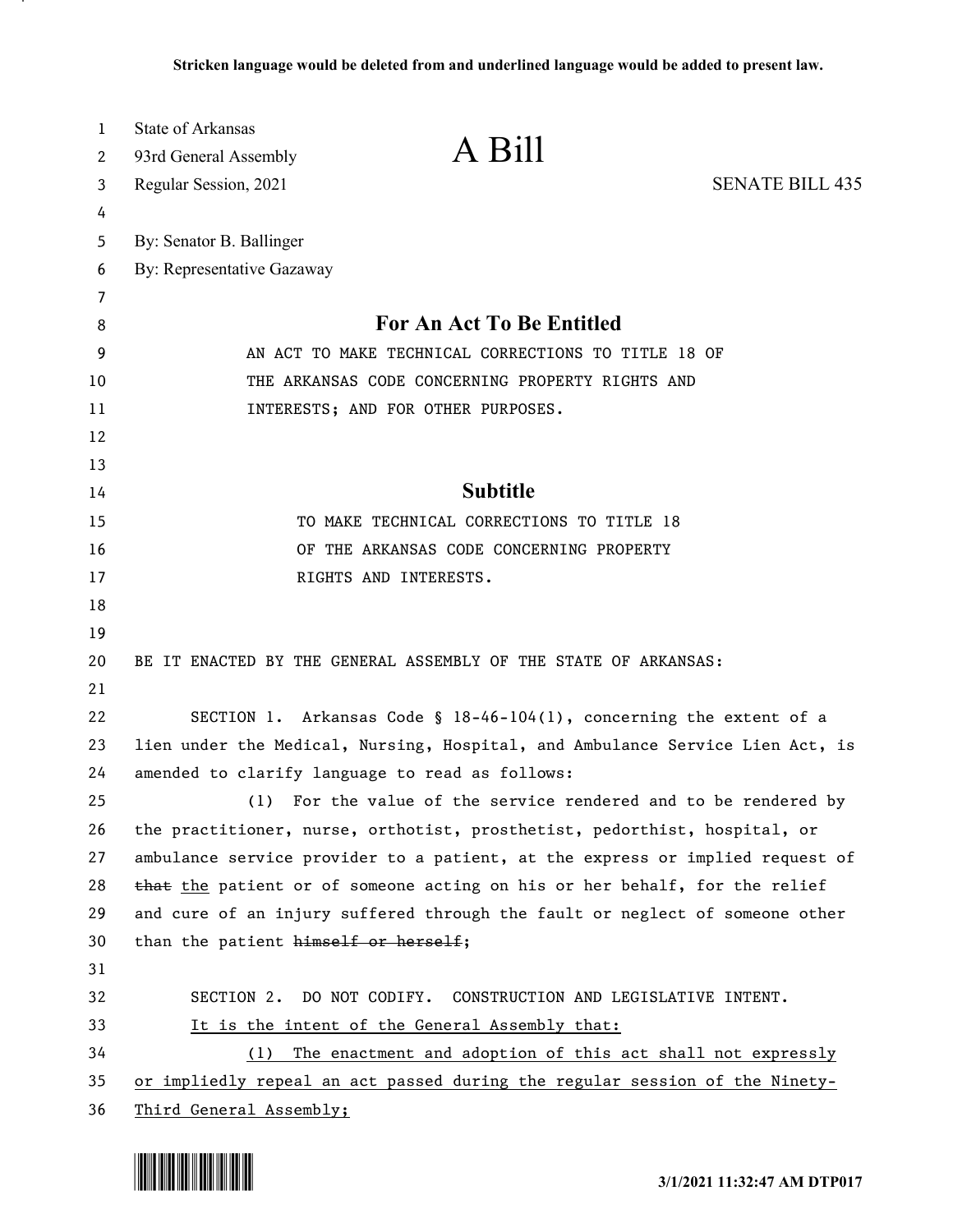Stricken language would be deleted from and underlined language would be added to present law.

State of Arkansas
93rd General Assembly
Regular Session, 2021

# A Bill

SENATE BILL 435

By: Senator B. Ballinger
By: Representative Gazaway

## For An Act To Be Entitled

AN ACT TO MAKE TECHNICAL CORRECTIONS TO TITLE 18 OF THE ARKANSAS CODE CONCERNING PROPERTY RIGHTS AND INTERESTS; AND FOR OTHER PURPOSES.

## Subtitle

TO MAKE TECHNICAL CORRECTIONS TO TITLE 18 OF THE ARKANSAS CODE CONCERNING PROPERTY RIGHTS AND INTERESTS.

BE IT ENACTED BY THE GENERAL ASSEMBLY OF THE STATE OF ARKANSAS:

SECTION 1. Arkansas Code § 18-46-104(1), concerning the extent of a lien under the Medical, Nursing, Hospital, and Ambulance Service Lien Act, is amended to clarify language to read as follows:

(1) For the value of the service rendered and to be rendered by the practitioner, nurse, orthotist, prosthetist, pedorthist, hospital, or ambulance service provider to a patient, at the express or implied request of ~~that~~ <u>the</u> patient or of someone acting on his or her behalf, for the relief and cure of an injury suffered through the fault or neglect of someone other than the patient ~~himself or herself~~;

SECTION 2. DO NOT CODIFY. CONSTRUCTION AND LEGISLATIVE INTENT.

<u>It is the intent of the General Assembly that:</u>

<u>(1) The enactment and adoption of this act shall not expressly or impliedly repeal an act passed during the regular session of the Ninety-Third General Assembly;</u>

3/1/2021 11:32:47 AM DTP017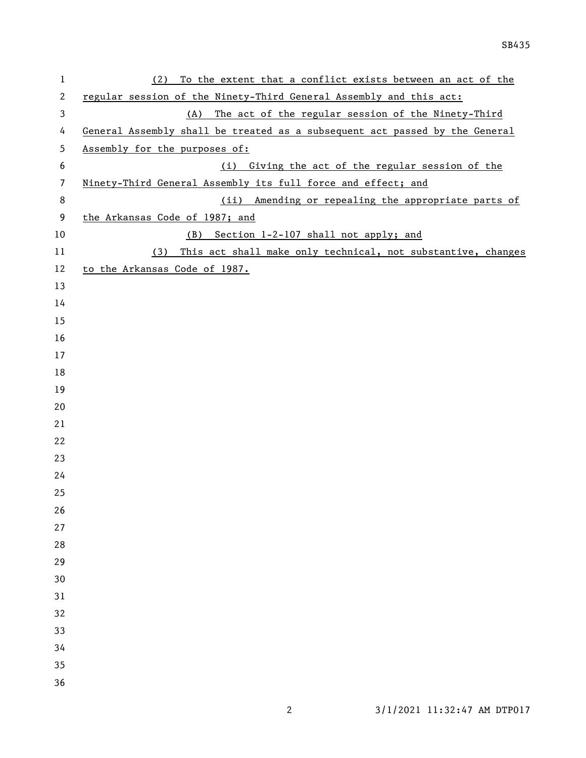(2) To the extent that a conflict exists between an act of the regular session of the Ninety-Third General Assembly and this act:

(A) The act of the regular session of the Ninety-Third General Assembly shall be treated as a subsequent act passed by the General Assembly for the purposes of:

(i) Giving the act of the regular session of the Ninety-Third General Assembly its full force and effect; and

(ii) Amending or repealing the appropriate parts of the Arkansas Code of 1987; and

(B) Section 1-2-107 shall not apply; and

(3) This act shall make only technical, not substantive, changes to the Arkansas Code of 1987.